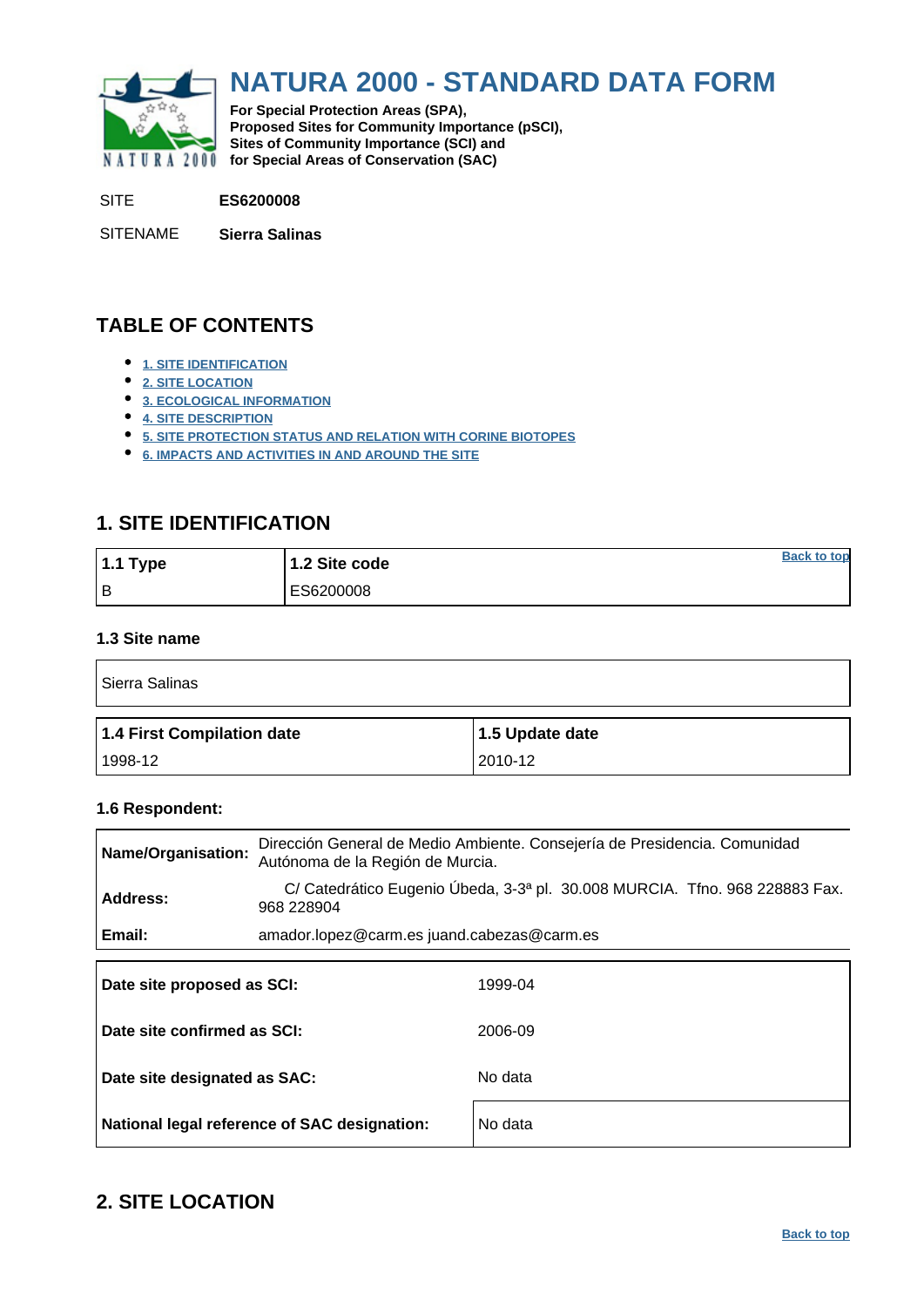# NATURA 2000 - STANDARD DATA FORM

**For Special Protection Areas (SPA),**
**Proposed Sites for Community Importance (pSCI),**
**Sites of Community Importance (SCI) and**
**for Special Areas of Conservation (SAC)**

SITE **ES6200008**

SITENAME **Sierra Salinas**

## TABLE OF CONTENTS

- 1. SITE IDENTIFICATION
- 2. SITE LOCATION
- 3. ECOLOGICAL INFORMATION
- 4. SITE DESCRIPTION
- 5. SITE PROTECTION STATUS AND RELATION WITH CORINE BIOTOPES
- 6. IMPACTS AND ACTIVITIES IN AND AROUND THE SITE

## 1. SITE IDENTIFICATION

| 1.1 Type | 1.2 Site code |
|---|---|
| B | ES6200008 |

### 1.3 Site name

Sierra Salinas

| 1.4 First Compilation date | 1.5 Update date |
|---|---|
| 1998-12 | 2010-12 |

### 1.6 Respondent:

| | |
|---|---|
| **Name/Organisation:** | Dirección General de Medio Ambiente. Consejería de Presidencia. Comunidad Autónoma de la Región de Murcia. |
| **Address:** | C/ Catedrático Eugenio Úbeda, 3-3ª pl. 30.008 MURCIA. Tfno. 968 228883 Fax. 968 228904 |
| **Email:** | amador.lopez@carm.es juand.cabezas@carm.es |

| | |
|---|---|
| **Date site proposed as SCI:** | 1999-04 |
| **Date site confirmed as SCI:** | 2006-09 |
| **Date site designated as SAC:** | No data |
| **National legal reference of SAC designation:** | No data |

## 2. SITE LOCATION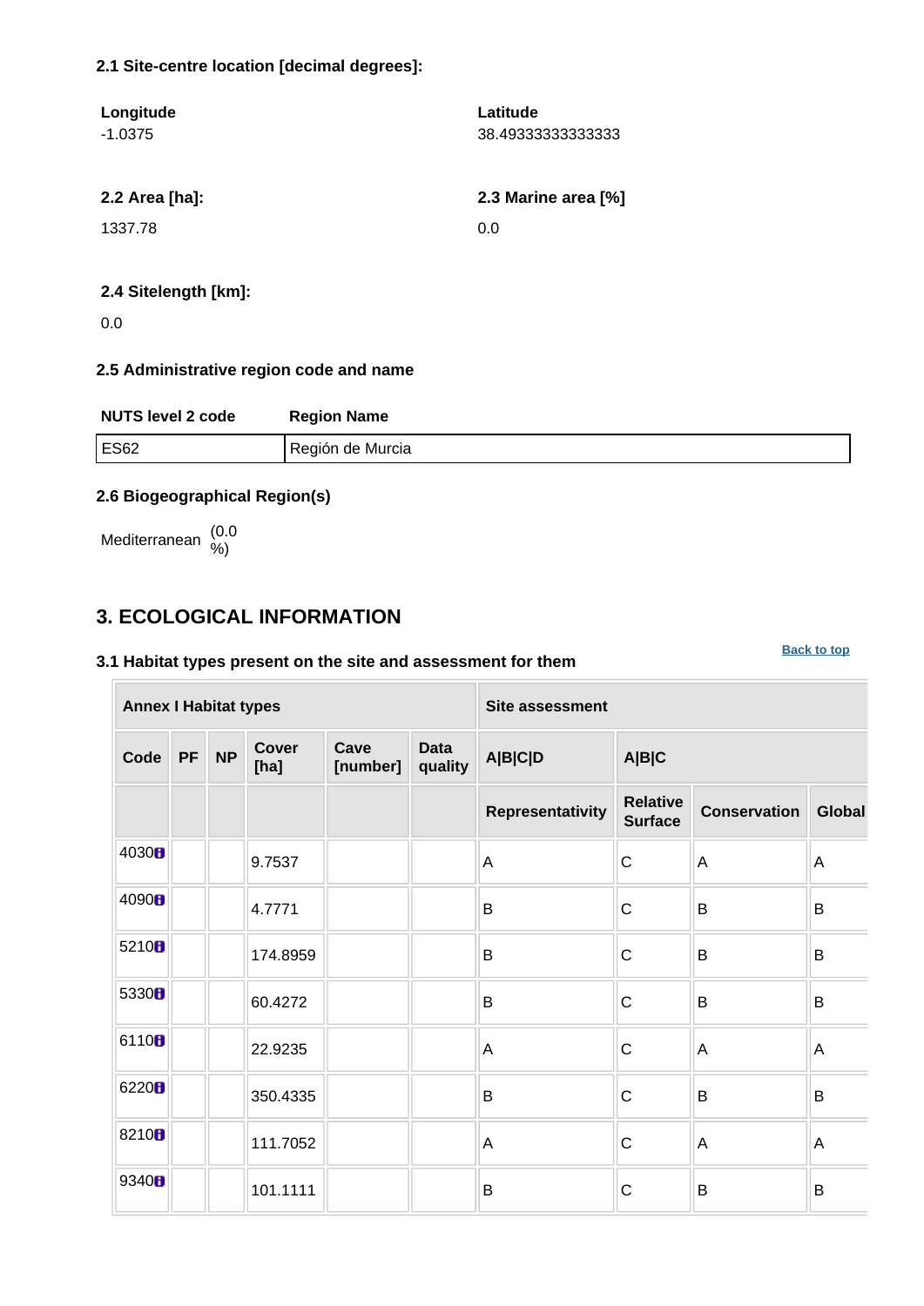### 2.1 Site-centre location [decimal degrees]:

**Longitude**
-1.0375

**Latitude**
38.49333333333333

**2.2 Area [ha]:**

1337.78

**2.3 Marine area [%]**

0.0

**2.4 Sitelength [km]:**

0.0

### 2.5 Administrative region code and name

| NUTS level 2 code | Region Name |
|---|---|
| ES62 | Región de Murcia |

### 2.6 Biogeographical Region(s)

Mediterranean (0.0 %)

## 3. ECOLOGICAL INFORMATION

Back to top

### 3.1 Habitat types present on the site and assessment for them

| Annex I Habitat types | | | | | | Site assessment | | | |
|---|---|---|---|---|---|---|---|---|---|
| Code | PF | NP | Cover [ha] | Cave [number] | Data quality | A\|B\|C\|D | A\|B\|C | | |
| | | | | | | Representativity | Relative Surface | Conservation | Global |
| 4030 | | | 9.7537 | | | A | C | A | A |
| 4090 | | | 4.7771 | | | B | C | B | B |
| 5210 | | | 174.8959 | | | B | C | B | B |
| 5330 | | | 60.4272 | | | B | C | B | B |
| 6110 | | | 22.9235 | | | A | C | A | A |
| 6220 | | | 350.4335 | | | B | C | B | B |
| 8210 | | | 111.7052 | | | A | C | A | A |
| 9340 | | | 101.1111 | | | B | C | B | B |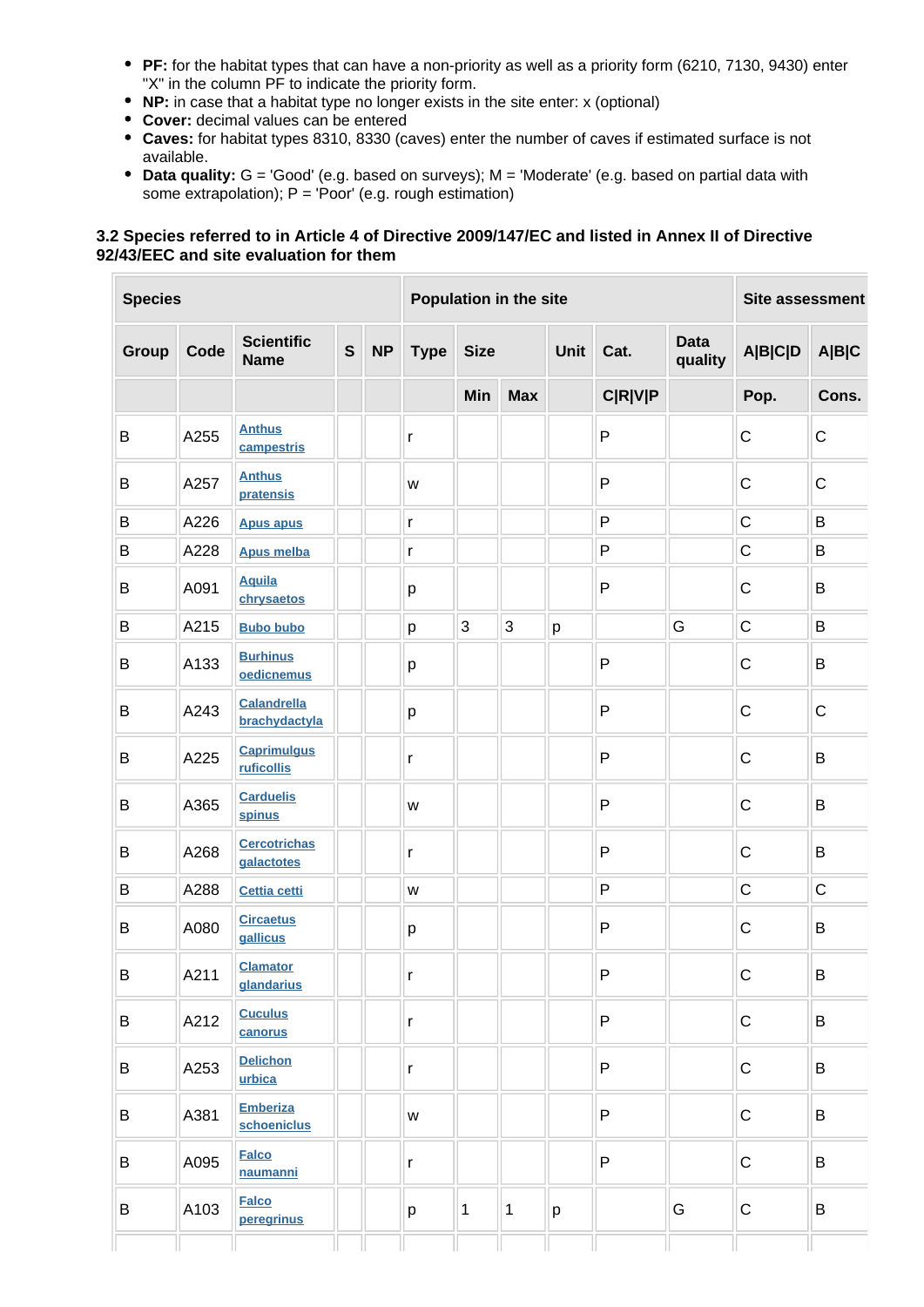- **PF:** for the habitat types that can have a non-priority as well as a priority form (6210, 7130, 9430) enter "X" in the column PF to indicate the priority form.
- **NP:** in case that a habitat type no longer exists in the site enter: x (optional)
- **Cover:** decimal values can be entered
- **Caves:** for habitat types 8310, 8330 (caves) enter the number of caves if estimated surface is not available.
- **Data quality:** G = 'Good' (e.g. based on surveys); M = 'Moderate' (e.g. based on partial data with some extrapolation); P = 'Poor' (e.g. rough estimation)

### 3.2 Species referred to in Article 4 of Directive 2009/147/EC and listed in Annex II of Directive 92/43/EEC and site evaluation for them

| Species | | | | | Population in the site | | | | | | Site assessment | |
|---|---|---|---|---|---|---|---|---|---|---|---|---|
| Group | Code | Scientific Name | S | NP | Type | Size | | Unit | Cat. | Data quality | A\|B\|C\|D | A\|B\|C |
| | | | | | | Min | Max | | C\|R\|V\|P | | Pop. | Cons. |
| B | A255 | Anthus campestris | | | r | | | | P | | C | C |
| B | A257 | Anthus pratensis | | | w | | | | P | | C | C |
| B | A226 | Apus apus | | | r | | | | P | | C | B |
| B | A228 | Apus melba | | | r | | | | P | | C | B |
| B | A091 | Aquila chrysaetos | | | p | | | | P | | C | B |
| B | A215 | Bubo bubo | | | p | 3 | 3 | p | | G | C | B |
| B | A133 | Burhinus oedicnemus | | | p | | | | P | | C | B |
| B | A243 | Calandrella brachydactyla | | | p | | | | P | | C | C |
| B | A225 | Caprimulgus ruficollis | | | r | | | | P | | C | B |
| B | A365 | Carduelis spinus | | | w | | | | P | | C | B |
| B | A268 | Cercotrichas galactotes | | | r | | | | P | | C | B |
| B | A288 | Cettia cetti | | | w | | | | P | | C | C |
| B | A080 | Circaetus gallicus | | | p | | | | P | | C | B |
| B | A211 | Clamator glandarius | | | r | | | | P | | C | B |
| B | A212 | Cuculus canorus | | | r | | | | P | | C | B |
| B | A253 | Delichon urbica | | | r | | | | P | | C | B |
| B | A381 | Emberiza schoeniclus | | | w | | | | P | | C | B |
| B | A095 | Falco naumanni | | | r | | | | P | | C | B |
| B | A103 | Falco peregrinus | | | p | 1 | 1 | p | | G | C | B |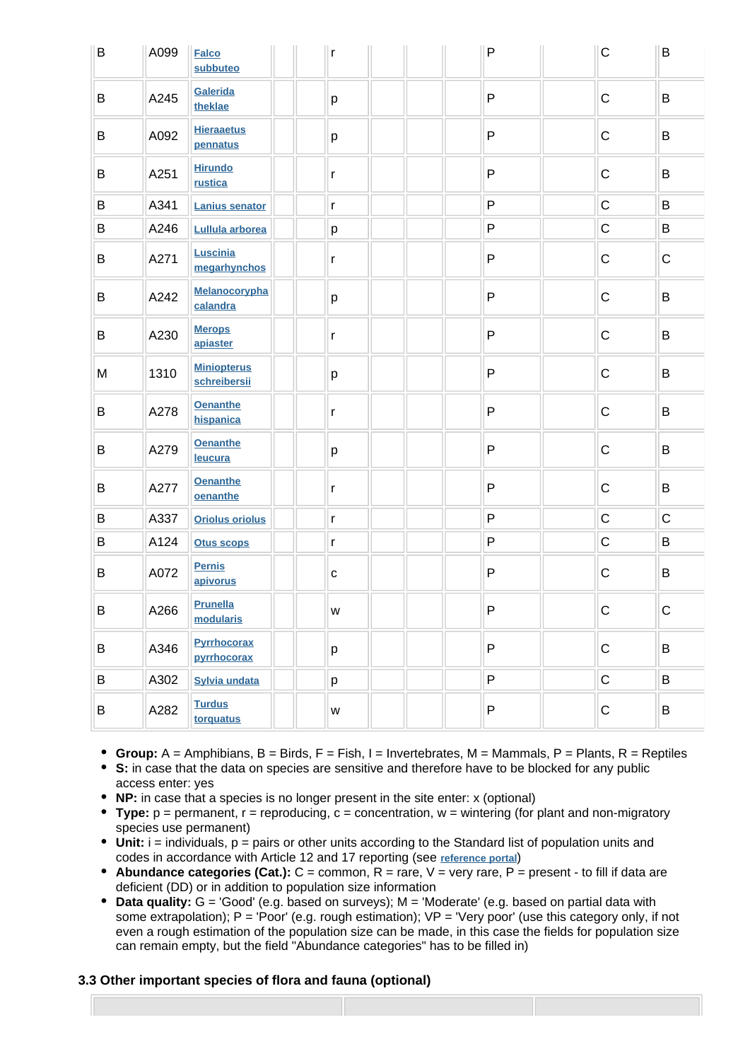| B | A099 | Falco subbuteo | | | r | | | | P | | C | B |
|---|---|---|---|---|---|---|---|---|---|---|---|---|
| B | A245 | Galerida theklae | | | p | | | | P | | C | B |
| B | A092 | Hieraaetus pennatus | | | p | | | | P | | C | B |
| B | A251 | Hirundo rustica | | | r | | | | P | | C | B |
| B | A341 | Lanius senator | | | r | | | | P | | C | B |
| B | A246 | Lullula arborea | | | p | | | | P | | C | B |
| B | A271 | Luscinia megarhynchos | | | r | | | | P | | C | C |
| B | A242 | Melanocorypha calandra | | | p | | | | P | | C | B |
| B | A230 | Merops apiaster | | | r | | | | P | | C | B |
| M | 1310 | Miniopterus schreibersii | | | p | | | | P | | C | B |
| B | A278 | Oenanthe hispanica | | | r | | | | P | | C | B |
| B | A279 | Oenanthe leucura | | | p | | | | P | | C | B |
| B | A277 | Oenanthe oenanthe | | | r | | | | P | | C | B |
| B | A337 | Oriolus oriolus | | | r | | | | P | | C | C |
| B | A124 | Otus scops | | | r | | | | P | | C | B |
| B | A072 | Pernis apivorus | | | c | | | | P | | C | B |
| B | A266 | Prunella modularis | | | w | | | | P | | C | C |
| B | A346 | Pyrrhocorax pyrrhocorax | | | p | | | | P | | C | B |
| B | A302 | Sylvia undata | | | p | | | | P | | C | B |
| B | A282 | Turdus torquatus | | | w | | | | P | | C | B |

- **Group:** A = Amphibians, B = Birds, F = Fish, I = Invertebrates, M = Mammals, P = Plants, R = Reptiles
- **S:** in case that the data on species are sensitive and therefore have to be blocked for any public access enter: yes
- **NP:** in case that a species is no longer present in the site enter: x (optional)
- **Type:** p = permanent, r = reproducing, c = concentration, w = wintering (for plant and non-migratory species use permanent)
- **Unit:** i = individuals, p = pairs or other units according to the Standard list of population units and codes in accordance with Article 12 and 17 reporting (see reference portal)
- **Abundance categories (Cat.):** C = common, R = rare, V = very rare, P = present - to fill if data are deficient (DD) or in addition to population size information
- **Data quality:** G = 'Good' (e.g. based on surveys); M = 'Moderate' (e.g. based on partial data with some extrapolation); P = 'Poor' (e.g. rough estimation); VP = 'Very poor' (use this category only, if not even a rough estimation of the population size can be made, in this case the fields for population size can remain empty, but the field "Abundance categories" has to be filled in)

### 3.3 Other important species of flora and fauna (optional)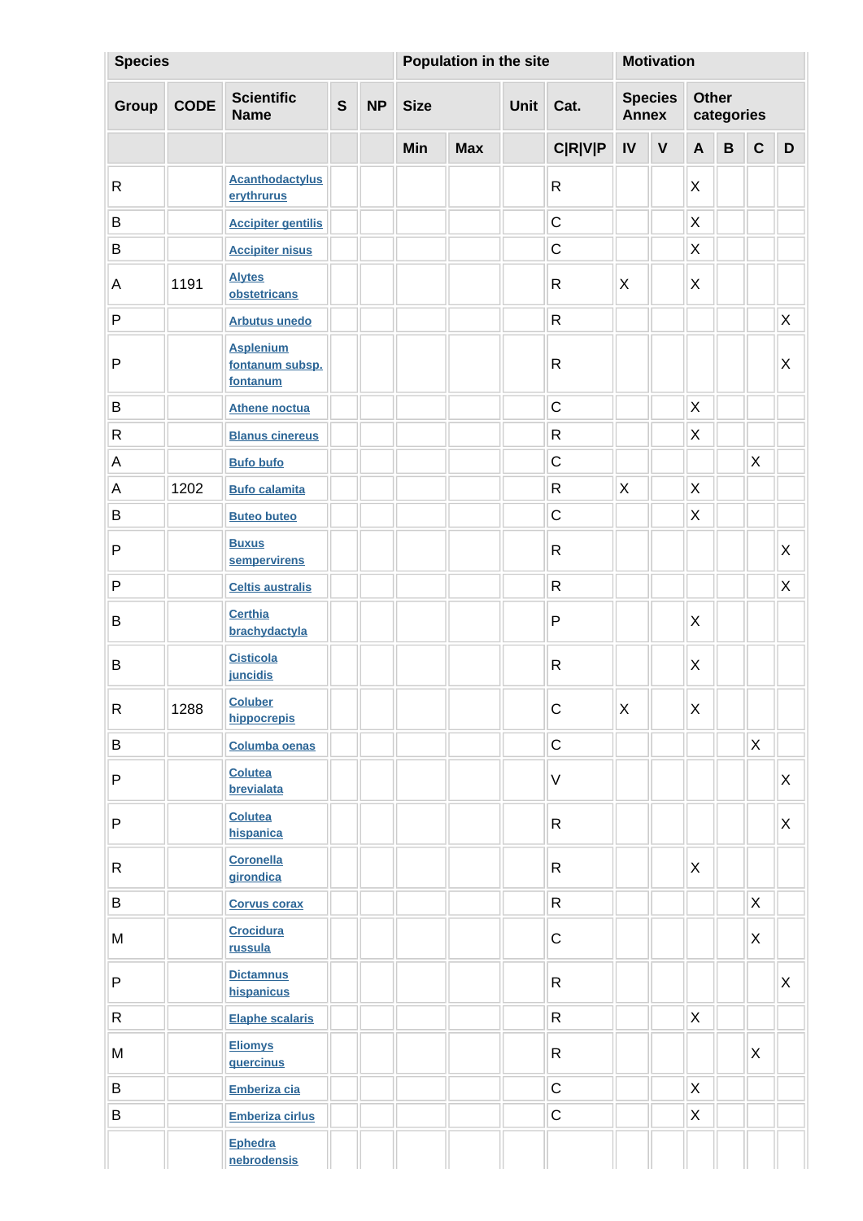| Species | | | | | Population in the site | | | | Motivation | | | | | |
|---|---|---|---|---|---|---|---|---|---|---|---|---|---|---|
| Group | CODE | Scientific Name | S | NP | Size | | Unit | Cat. | Species Annex | | Other categories | | | |
| | | | | | Min | Max | | C\|R\|V\|P | IV | V | A | B | C | D |
| R | | Acanthodactylus erythrurus | | | | | | R | | | X | | | |
| B | | Accipiter gentilis | | | | | | C | | | X | | | |
| B | | Accipiter nisus | | | | | | C | | | X | | | |
| A | 1191 | Alytes obstetricans | | | | | | R | X | | X | | | |
| P | | Arbutus unedo | | | | | | R | | | | | | X |
| P | | Asplenium fontanum subsp. fontanum | | | | | | R | | | | | | X |
| B | | Athene noctua | | | | | | C | | | X | | | |
| R | | Blanus cinereus | | | | | | R | | | X | | | |
| A | | Bufo bufo | | | | | | C | | | | | X | |
| A | 1202 | Bufo calamita | | | | | | R | X | | X | | | |
| B | | Buteo buteo | | | | | | C | | | X | | | |
| P | | Buxus sempervirens | | | | | | R | | | | | | X |
| P | | Celtis australis | | | | | | R | | | | | | X |
| B | | Certhia brachydactyla | | | | | | P | | | X | | | |
| B | | Cisticola juncidis | | | | | | R | | | X | | | |
| R | 1288 | Coluber hippocrepis | | | | | | C | X | | X | | | |
| B | | Columba oenas | | | | | | C | | | | | X | |
| P | | Colutea brevialata | | | | | | V | | | | | | X |
| P | | Colutea hispanica | | | | | | R | | | | | | X |
| R | | Coronella girondica | | | | | | R | | | X | | | |
| B | | Corvus corax | | | | | | R | | | | | X | |
| M | | Crocidura russula | | | | | | C | | | | | X | |
| P | | Dictamnus hispanicus | | | | | | R | | | | | | X |
| R | | Elaphe scalaris | | | | | | R | | | X | | | |
| M | | Eliomys quercinus | | | | | | R | | | | | X | |
| B | | Emberiza cia | | | | | | C | | | X | | | |
| B | | Emberiza cirlus | | | | | | C | | | X | | | |
| | | Ephedra nebrodensis | | | | | | | | | | | | |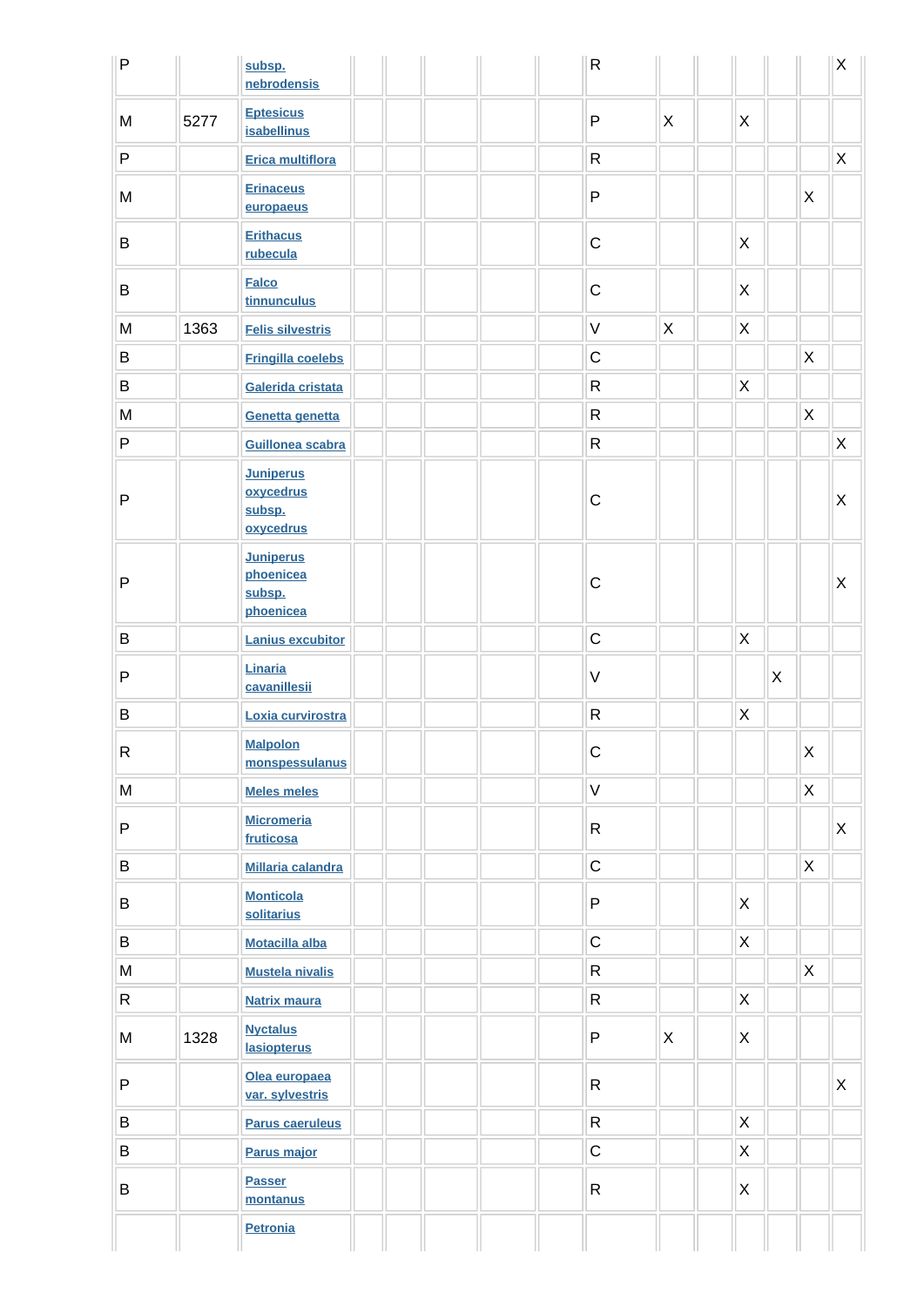| | | | | | | | | | | | | | | |
|---|---|---|---|---|---|---|---|---|---|---|---|---|---|---|
| P | | subsp. nebrodensis | | | | | | R | | | | | | X |
| M | 5277 | Eptesicus isabellinus | | | | | | P | X | | X | | | |
| P | | Erica multiflora | | | | | | R | | | | | | X |
| M | | Erinaceus europaeus | | | | | | P | | | | | X | |
| B | | Erithacus rubecula | | | | | | C | | | X | | | |
| B | | Falco tinnunculus | | | | | | C | | | X | | | |
| M | 1363 | Felis silvestris | | | | | | V | X | | X | | | |
| B | | Fringilla coelebs | | | | | | C | | | | | X | |
| B | | Galerida cristata | | | | | | R | | | X | | | |
| M | | Genetta genetta | | | | | | R | | | | | X | |
| P | | Guillonea scabra | | | | | | R | | | | | | X |
| P | | Juniperus oxycedrus subsp. oxycedrus | | | | | | C | | | | | | X |
| P | | Juniperus phoenicea subsp. phoenicea | | | | | | C | | | | | | X |
| B | | Lanius excubitor | | | | | | C | | | X | | | |
| P | | Linaria cavanillesii | | | | | | V | | | | X | | |
| B | | Loxia curvirostra | | | | | | R | | | X | | | |
| R | | Malpolon monspessulanus | | | | | | C | | | | | X | |
| M | | Meles meles | | | | | | V | | | | | X | |
| P | | Micromeria fruticosa | | | | | | R | | | | | | X |
| B | | Millaria calandra | | | | | | C | | | | | X | |
| B | | Monticola solitarius | | | | | | P | | | X | | | |
| B | | Motacilla alba | | | | | | C | | | X | | | |
| M | | Mustela nivalis | | | | | | R | | | | | X | |
| R | | Natrix maura | | | | | | R | | | X | | | |
| M | 1328 | Nyctalus lasiopterus | | | | | | P | X | | X | | | |
| P | | Olea europaea var. sylvestris | | | | | | R | | | | | | X |
| B | | Parus caeruleus | | | | | | R | | | X | | | |
| B | | Parus major | | | | | | C | | | X | | | |
| B | | Passer montanus | | | | | | R | | | X | | | |
| | | Petronia | | | | | | | | | | | | |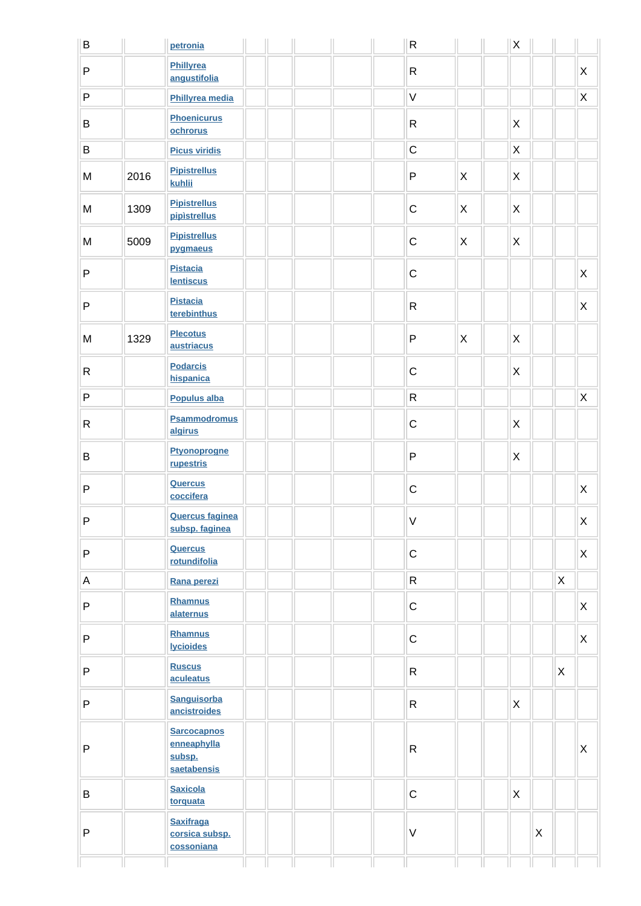| | | | | | | | | | | | | | |
|---|---|---|---|---|---|---|---|---|---|---|---|---|---|
| B | | petronia | | | | | | R | | | X | | | |
| P | | Phillyrea angustifolia | | | | | | R | | | | | | X |
| P | | Phillyrea media | | | | | | V | | | | | | X |
| B | | Phoenicurus ochrorus | | | | | | R | | | X | | | |
| B | | Picus viridis | | | | | | C | | | X | | | |
| M | 2016 | Pipistrellus kuhlii | | | | | | P | X | | X | | | |
| M | 1309 | Pipistrellus pipistrellus | | | | | | C | X | | X | | | |
| M | 5009 | Pipistrellus pygmaeus | | | | | | C | X | | X | | | |
| P | | Pistacia lentiscus | | | | | | C | | | | | | X |
| P | | Pistacia terebinthus | | | | | | R | | | | | | X |
| M | 1329 | Plecotus austriacus | | | | | | P | X | | X | | | |
| R | | Podarcis hispanica | | | | | | C | | | X | | | |
| P | | Populus alba | | | | | | R | | | | | | X |
| R | | Psammodromus algirus | | | | | | C | | | X | | | |
| B | | Ptyonoprogne rupestris | | | | | | P | | | X | | | |
| P | | Quercus coccifera | | | | | | C | | | | | | X |
| P | | Quercus faginea subsp. faginea | | | | | | V | | | | | | X |
| P | | Quercus rotundifolia | | | | | | C | | | | | | X |
| A | | Rana perezi | | | | | | R | | | | | X | |
| P | | Rhamnus alaternus | | | | | | C | | | | | | X |
| P | | Rhamnus lycioides | | | | | | C | | | | | | X |
| P | | Ruscus aculeatus | | | | | | R | | | | | X | |
| P | | Sanguisorba ancistroides | | | | | | R | | | X | | | |
| P | | Sarcocapnos enneaphylla subsp. saetabensis | | | | | | R | | | | | | X |
| B | | Saxicola torquata | | | | | | C | | | X | | | |
| P | | Saxifraga corsica subsp. cossoniana | | | | | | V | | | | X | | |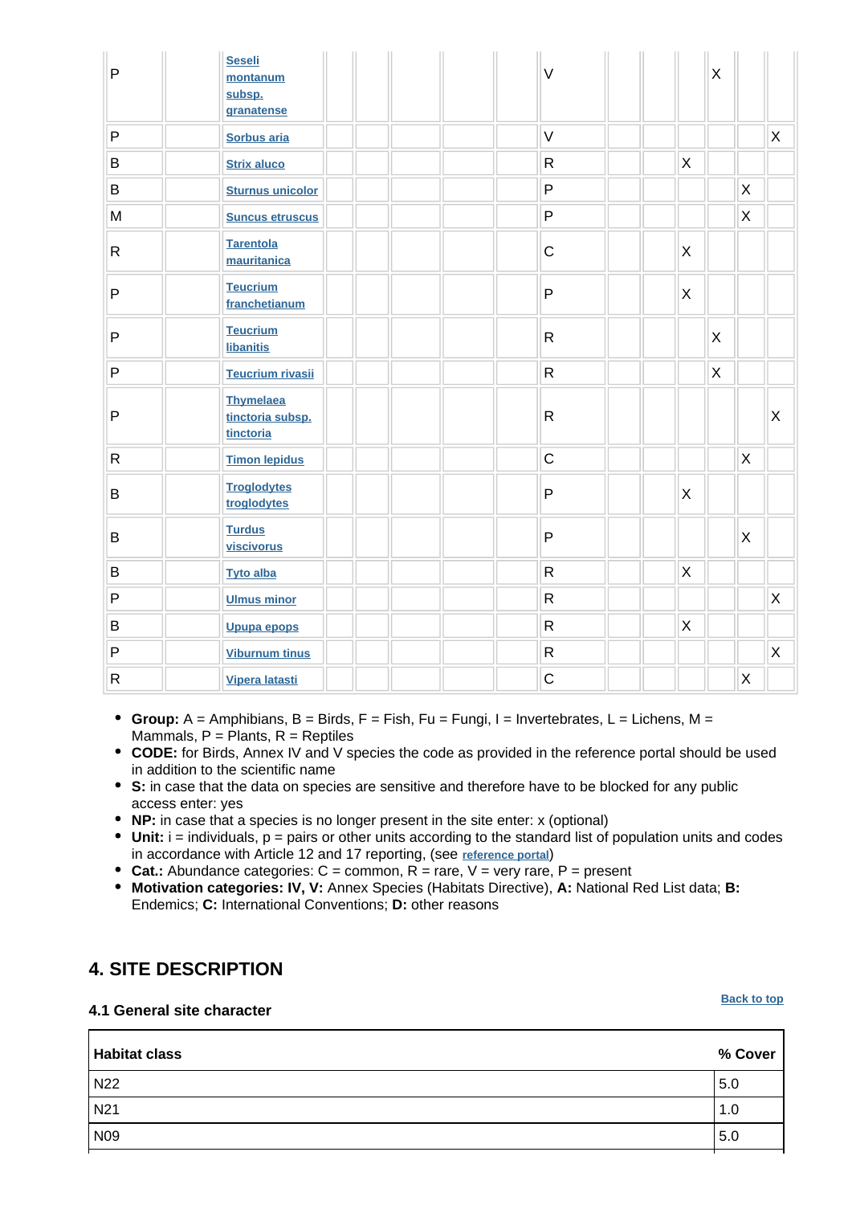| Group | CODE | Scientific Name | S | NP | Size Min | Size Max | Unit | Cat. | IV | V | A | B | C | D |
|---|---|---|---|---|---|---|---|---|---|---|---|---|---|---|
| P | | Seseli montanum subsp. granatense | | | | | | V | | | | X | | |
| P | | Sorbus aria | | | | | | V | | | | | | X |
| B | | Strix aluco | | | | | | R | | | X | | | |
| B | | Sturnus unicolor | | | | | | P | | | | | X | |
| M | | Suncus etruscus | | | | | | P | | | | | X | |
| R | | Tarentola mauritanica | | | | | | C | | | X | | | |
| P | | Teucrium franchetianum | | | | | | P | | | X | | | |
| P | | Teucrium libanitis | | | | | | R | | | | X | | |
| P | | Teucrium rivasii | | | | | | R | | | | X | | |
| P | | Thymelaea tinctoria subsp. tinctoria | | | | | | R | | | | | | X |
| R | | Timon lepidus | | | | | | C | | | | | X | |
| B | | Troglodytes troglodytes | | | | | | P | | | X | | | |
| B | | Turdus viscivorus | | | | | | P | | | | | X | |
| B | | Tyto alba | | | | | | R | | | X | | | |
| P | | Ulmus minor | | | | | | R | | | | | | X |
| B | | Upupa epops | | | | | | R | | | X | | | |
| P | | Viburnum tinus | | | | | | R | | | | | | X |
| R | | Vipera latasti | | | | | | C | | | | | X | |

- **Group:** A = Amphibians, B = Birds, F = Fish, Fu = Fungi, I = Invertebrates, L = Lichens, M = Mammals, P = Plants, R = Reptiles
- **CODE:** for Birds, Annex IV and V species the code as provided in the reference portal should be used in addition to the scientific name
- **S:** in case that the data on species are sensitive and therefore have to be blocked for any public access enter: yes
- **NP:** in case that a species is no longer present in the site enter: x (optional)
- **Unit:** i = individuals, p = pairs or other units according to the standard list of population units and codes in accordance with Article 12 and 17 reporting, (see reference portal)
- **Cat.:** Abundance categories: C = common, R = rare, V = very rare, P = present
- **Motivation categories: IV, V:** Annex Species (Habitats Directive), **A:** National Red List data; **B:** Endemics; **C:** International Conventions; **D:** other reasons

## 4. SITE DESCRIPTION

### 4.1 General site character

Back to top

| Habitat class | % Cover |
|---|---|
| N22 | 5.0 |
| N21 | 1.0 |
| N09 | 5.0 |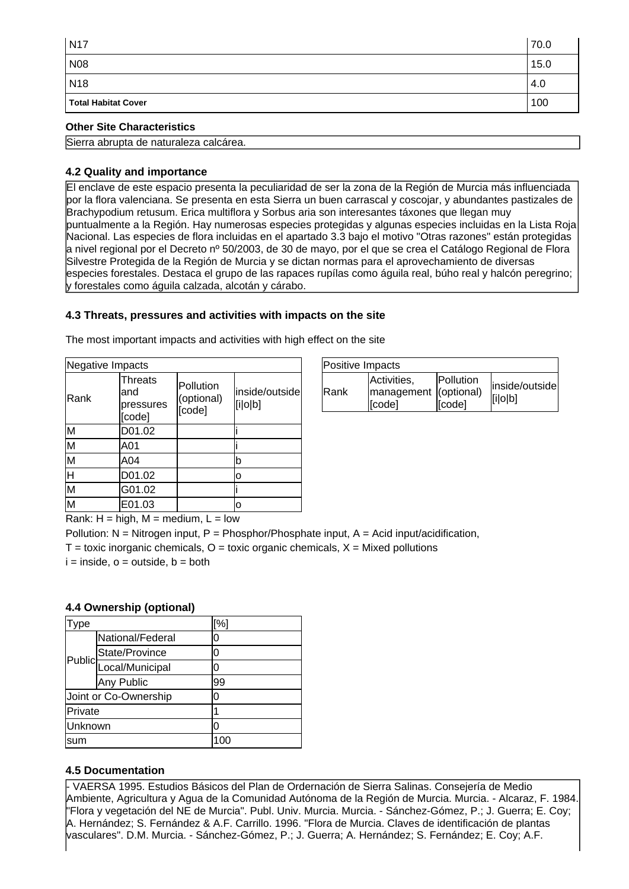| | |
|---|---|
| N17 | 70.0 |
| N08 | 15.0 |
| N18 | 4.0 |
| **Total Habitat Cover** | 100 |

**Other Site Characteristics**

Sierra abrupta de naturaleza calcárea.

### 4.2 Quality and importance

El enclave de este espacio presenta la peculiaridad de ser la zona de la Región de Murcia más influenciada por la flora valenciana. Se presenta en esta Sierra un buen carrascal y coscojar, y abundantes pastizales de Brachypodium retusum. Erica multiflora y Sorbus aria son interesantes táxones que llegan muy puntualmente a la Región. Hay numerosas especies protegidas y algunas especies incluidas en la Lista Roja Nacional. Las especies de flora incluidas en el apartado 3.3 bajo el motivo "Otras razones" están protegidas a nivel regional por el Decreto nº 50/2003, de 30 de mayo, por el que se crea el Catálogo Regional de Flora Silvestre Protegida de la Región de Murcia y se dictan normas para el aprovechamiento de diversas especies forestales. Destaca el grupo de las rapaces rupílas como águila real, búho real y halcón peregrino; y forestales como águila calzada, alcotán y cárabo.

### 4.3 Threats, pressures and activities with impacts on the site

The most important impacts and activities with high effect on the site

| Negative Impacts | | | |
|---|---|---|---|
| Rank | Threats and pressures [code] | Pollution (optional) [code] | inside/outside [i\|o\|b] |
| M | D01.02 | | i |
| M | A01 | | i |
| M | A04 | | b |
| H | D01.02 | | o |
| M | G01.02 | | i |
| M | E01.03 | | o |

| Positive Impacts | | | |
|---|---|---|---|
| Rank | Activities, management [code] | Pollution (optional) [code] | inside/outside [i\|o\|b] |

Rank: H = high, M = medium, L = low

Pollution: N = Nitrogen input, P = Phosphor/Phosphate input, A = Acid input/acidification,
T = toxic inorganic chemicals, O = toxic organic chemicals, X = Mixed pollutions

i = inside, o = outside, b = both

### 4.4 Ownership (optional)

| Type | | [%] |
|---|---|---|
| Public | National/Federal | 0 |
| | State/Province | 0 |
| | Local/Municipal | 0 |
| | Any Public | 99 |
| Joint or Co-Ownership | | 0 |
| Private | | 1 |
| Unknown | | 0 |
| sum | | 100 |

### 4.5 Documentation

- VAERSA 1995. Estudios Básicos del Plan de Ordernación de Sierra Salinas. Consejería de Medio Ambiente, Agricultura y Agua de la Comunidad Autónoma de la Región de Murcia. Murcia. - Alcaraz, F. 1984. "Flora y vegetación del NE de Murcia". Publ. Univ. Murcia. Murcia. - Sánchez-Gómez, P.; J. Guerra; E. Coy; A. Hernández; S. Fernández & A.F. Carrillo. 1996. "Flora de Murcia. Claves de identificación de plantas vasculares". D.M. Murcia. - Sánchez-Gómez, P.; J. Guerra; A. Hernández; S. Fernández; E. Coy; A.F.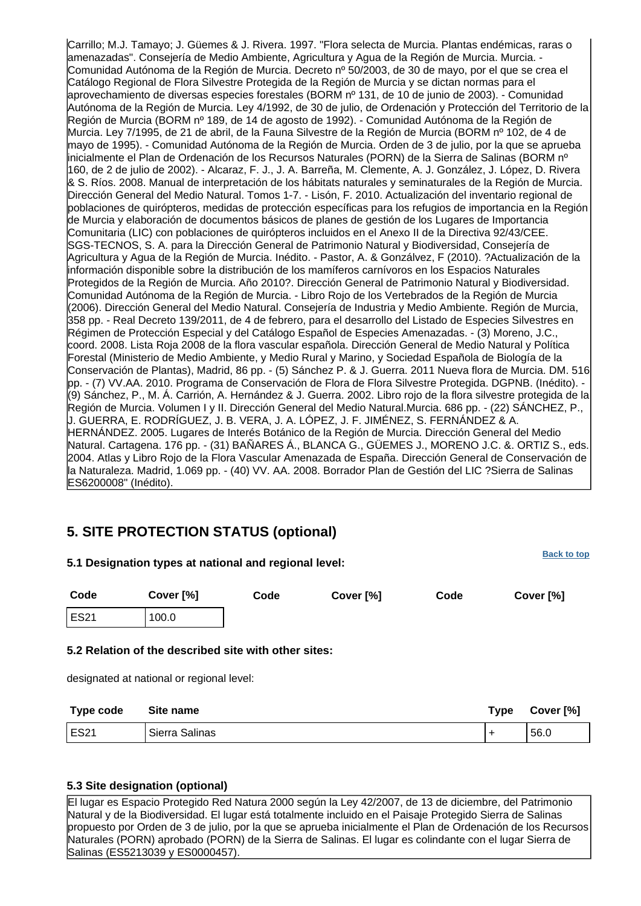Carrillo; M.J. Tamayo; J. Güemes & J. Rivera. 1997. "Flora selecta de Murcia. Plantas endémicas, raras o amenazadas". Consejería de Medio Ambiente, Agricultura y Agua de la Región de Murcia. Murcia. - Comunidad Autónoma de la Región de Murcia. Decreto nº 50/2003, de 30 de mayo, por el que se crea el Catálogo Regional de Flora Silvestre Protegida de la Región de Murcia y se dictan normas para el aprovechamiento de diversas especies forestales (BORM nº 131, de 10 de junio de 2003). - Comunidad Autónoma de la Región de Murcia. Ley 4/1992, de 30 de julio, de Ordenación y Protección del Territorio de la Región de Murcia (BORM nº 189, de 14 de agosto de 1992). - Comunidad Autónoma de la Región de Murcia. Ley 7/1995, de 21 de abril, de la Fauna Silvestre de la Región de Murcia (BORM nº 102, de 4 de mayo de 1995). - Comunidad Autónoma de la Región de Murcia. Orden de 3 de julio, por la que se aprueba inicialmente el Plan de Ordenación de los Recursos Naturales (PORN) de la Sierra de Salinas (BORM nº 160, de 2 de julio de 2002). - Alcaraz, F. J., J. A. Barreña, M. Clemente, A. J. González, J. López, D. Rivera & S. Ríos. 2008. Manual de interpretación de los hábitats naturales y seminaturales de la Región de Murcia. Dirección General del Medio Natural. Tomos 1-7. - Lisón, F. 2010. Actualización del inventario regional de poblaciones de quirópteros, medidas de protección específicas para los refugios de importancia en la Región de Murcia y elaboración de documentos básicos de planes de gestión de los Lugares de Importancia Comunitaria (LIC) con poblaciones de quirópteros incluidos en el Anexo II de la Directiva 92/43/CEE. SGS-TECNOS, S. A. para la Dirección General de Patrimonio Natural y Biodiversidad, Consejería de Agricultura y Agua de la Región de Murcia. Inédito. - Pastor, A. & Gonzálvez, F (2010). ?Actualización de la información disponible sobre la distribución de los mamíferos carnívoros en los Espacios Naturales Protegidos de la Región de Murcia. Año 2010?. Dirección General de Patrimonio Natural y Biodiversidad. Comunidad Autónoma de la Región de Murcia. - Libro Rojo de los Vertebrados de la Región de Murcia (2006). Dirección General del Medio Natural. Consejería de Industria y Medio Ambiente. Región de Murcia, 358 pp. - Real Decreto 139/2011, de 4 de febrero, para el desarrollo del Listado de Especies Silvestres en Régimen de Protección Especial y del Catálogo Español de Especies Amenazadas. - (3) Moreno, J.C., coord. 2008. Lista Roja 2008 de la flora vascular española. Dirección General de Medio Natural y Política Forestal (Ministerio de Medio Ambiente, y Medio Rural y Marino, y Sociedad Española de Biología de la Conservación de Plantas), Madrid, 86 pp. - (5) Sánchez P. & J. Guerra. 2011 Nueva flora de Murcia. DM. 516 pp. - (7) VV.AA. 2010. Programa de Conservación de Flora de Flora Silvestre Protegida. DGPNB. (Inédito). - (9) Sánchez, P., M. Á. Carrión, A. Hernández & J. Guerra. 2002. Libro rojo de la flora silvestre protegida de la Región de Murcia. Volumen I y II. Dirección General del Medio Natural.Murcia. 686 pp. - (22) SÁNCHEZ, P., J. GUERRA, E. RODRÍGUEZ, J. B. VERA, J. A. LÓPEZ, J. F. JIMÉNEZ, S. FERNÁNDEZ & A. HERNÁNDEZ. 2005. Lugares de Interés Botánico de la Región de Murcia. Dirección General del Medio Natural. Cartagena. 176 pp. - (31) BAÑARES Á., BLANCA G., GÜEMES J., MORENO J.C. &. ORTIZ S., eds. 2004. Atlas y Libro Rojo de la Flora Vascular Amenazada de España. Dirección General de Conservación de la Naturaleza. Madrid, 1.069 pp. - (40) VV. AA. 2008. Borrador Plan de Gestión del LIC ?Sierra de Salinas ES6200008" (Inédito).

## 5. SITE PROTECTION STATUS (optional)

### 5.1 Designation types at national and regional level:

| Code | Cover [%] | Code | Cover [%] | Code | Cover [%] |
|---|---|---|---|---|---|
| ES21 | 100.0 | | | | |

### 5.2 Relation of the described site with other sites:

designated at national or regional level:

| Type code | Site name | Type | Cover [%] |
|---|---|---|---|
| ES21 | Sierra Salinas | + | 56.0 |

### 5.3 Site designation (optional)

El lugar es Espacio Protegido Red Natura 2000 según la Ley 42/2007, de 13 de diciembre, del Patrimonio Natural y de la Biodiversidad. El lugar está totalmente incluido en el Paisaje Protegido Sierra de Salinas propuesto por Orden de 3 de julio, por la que se aprueba inicialmente el Plan de Ordenación de los Recursos Naturales (PORN) aprobado (PORN) de la Sierra de Salinas. El lugar es colindante con el lugar Sierra de Salinas (ES5213039 y ES0000457).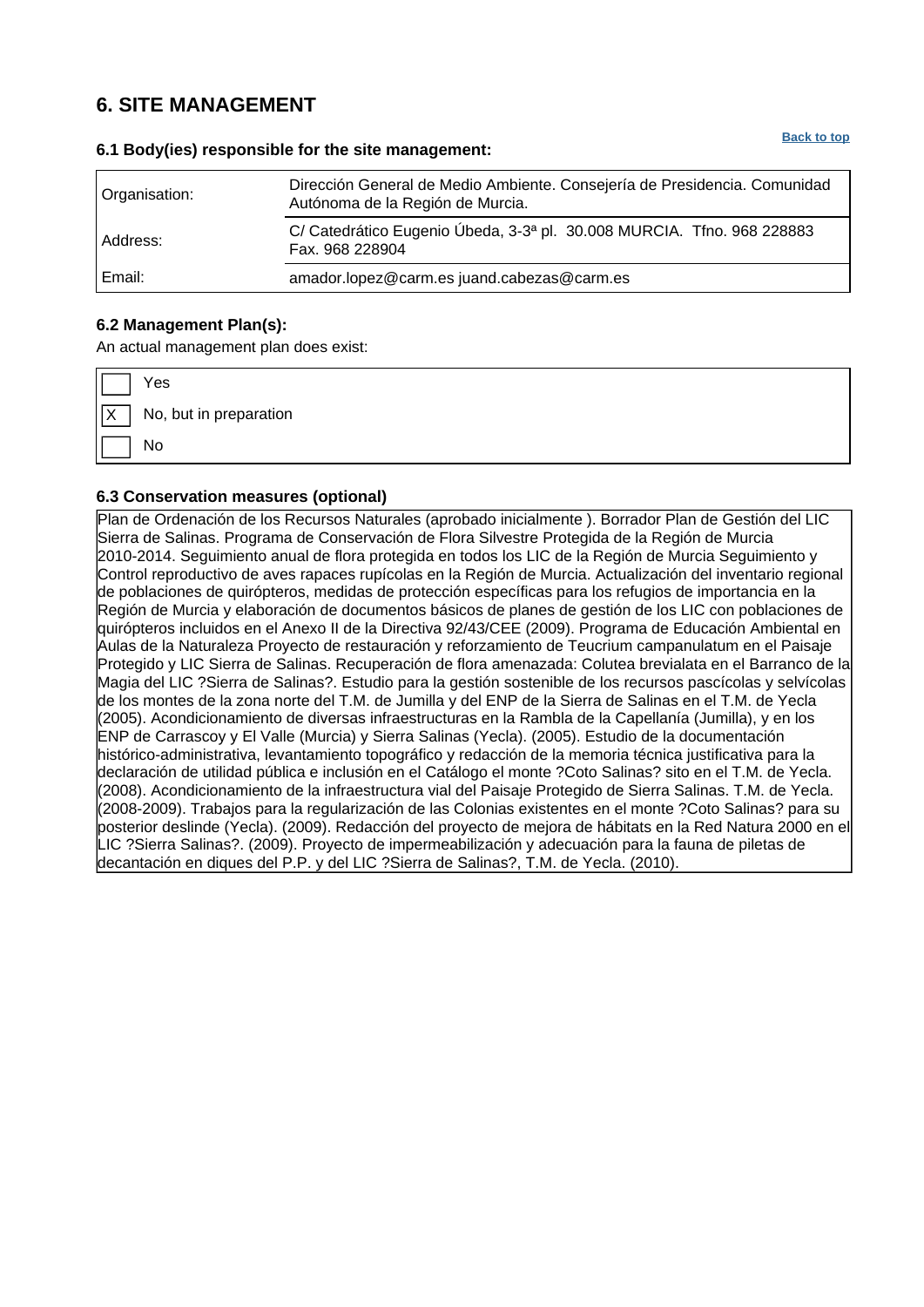## 6. SITE MANAGEMENT

Back to top

### 6.1 Body(ies) responsible for the site management:

| | |
|---|---|
| Organisation: | Dirección General de Medio Ambiente. Consejería de Presidencia. Comunidad Autónoma de la Región de Murcia. |
| Address: | C/ Catedrático Eugenio Úbeda, 3-3ª pl. 30.008 MURCIA. Tfno. 968 228883 Fax. 968 228904 |
| Email: | amador.lopez@carm.es juand.cabezas@carm.es |

### 6.2 Management Plan(s):

An actual management plan does exist:

| | |
|---|---|
| | Yes |
| X | No, but in preparation |
| | No |

### 6.3 Conservation measures (optional)

Plan de Ordenación de los Recursos Naturales (aprobado inicialmente ). Borrador Plan de Gestión del LIC Sierra de Salinas. Programa de Conservación de Flora Silvestre Protegida de la Región de Murcia 2010-2014. Seguimiento anual de flora protegida en todos los LIC de la Región de Murcia Seguimiento y Control reproductivo de aves rapaces rupícolas en la Región de Murcia. Actualización del inventario regional de poblaciones de quirópteros, medidas de protección específicas para los refugios de importancia en la Región de Murcia y elaboración de documentos básicos de planes de gestión de los LIC con poblaciones de quirópteros incluidos en el Anexo II de la Directiva 92/43/CEE (2009). Programa de Educación Ambiental en Aulas de la Naturaleza Proyecto de restauración y reforzamiento de Teucrium campanulatum en el Paisaje Protegido y LIC Sierra de Salinas. Recuperación de flora amenazada: Colutea brevialata en el Barranco de la Magia del LIC ?Sierra de Salinas?. Estudio para la gestión sostenible de los recursos pascícolas y selvícolas de los montes de la zona norte del T.M. de Jumilla y del ENP de la Sierra de Salinas en el T.M. de Yecla (2005). Acondicionamiento de diversas infraestructuras en la Rambla de la Capellanía (Jumilla), y en los ENP de Carrascoy y El Valle (Murcia) y Sierra Salinas (Yecla). (2005). Estudio de la documentación histórico-administrativa, levantamiento topográfico y redacción de la memoria técnica justificativa para la declaración de utilidad pública e inclusión en el Catálogo el monte ?Coto Salinas? sito en el T.M. de Yecla. (2008). Acondicionamiento de la infraestructura vial del Paisaje Protegido de Sierra Salinas. T.M. de Yecla. (2008-2009). Trabajos para la regularización de las Colonias existentes en el monte ?Coto Salinas? para su posterior deslinde (Yecla). (2009). Redacción del proyecto de mejora de hábitats en la Red Natura 2000 en el LIC ?Sierra Salinas?. (2009). Proyecto de impermeabilización y adecuación para la fauna de piletas de decantación en diques del P.P. y del LIC ?Sierra de Salinas?, T.M. de Yecla. (2010).